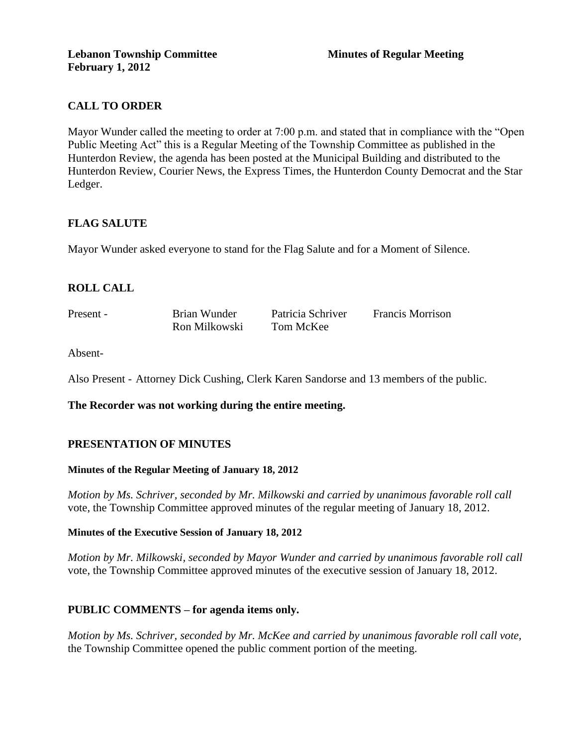**Lebanon Township Committee** **Minutes of Regular Meeting**
**February 1, 2012**

## CALL TO ORDER

Mayor Wunder called the meeting to order at 7:00 p.m. and stated that in compliance with the "Open Public Meeting Act" this is a Regular Meeting of the Township Committee as published in the Hunterdon Review, the agenda has been posted at the Municipal Building and distributed to the Hunterdon Review, Courier News, the Express Times, the Hunterdon County Democrat and the Star Ledger.

## FLAG SALUTE

Mayor Wunder asked everyone to stand for the Flag Salute and for a Moment of Silence.

## ROLL CALL

| Present - | Brian Wunder | Patricia Schriver | Francis Morrison |
|---|---|---|---|
| | Ron Milkowski | Tom McKee | |

Absent-

Also Present - Attorney Dick Cushing, Clerk Karen Sandorse and 13 members of the public.

**The Recorder was not working during the entire meeting.**

## PRESENTATION OF MINUTES

**Minutes of the Regular Meeting of January 18, 2012**

*Motion by Ms. Schriver, seconded by Mr. Milkowski and carried by unanimous favorable roll call* vote, the Township Committee approved minutes of the regular meeting of January 18, 2012.

**Minutes of the Executive Session of January 18, 2012**

*Motion by Mr. Milkowski, seconded by Mayor Wunder and carried by unanimous favorable roll call* vote, the Township Committee approved minutes of the executive session of January 18, 2012.

## PUBLIC COMMENTS – for agenda items only.

*Motion by Ms. Schriver, seconded by Mr. McKee and carried by unanimous favorable roll call vote,* the Township Committee opened the public comment portion of the meeting.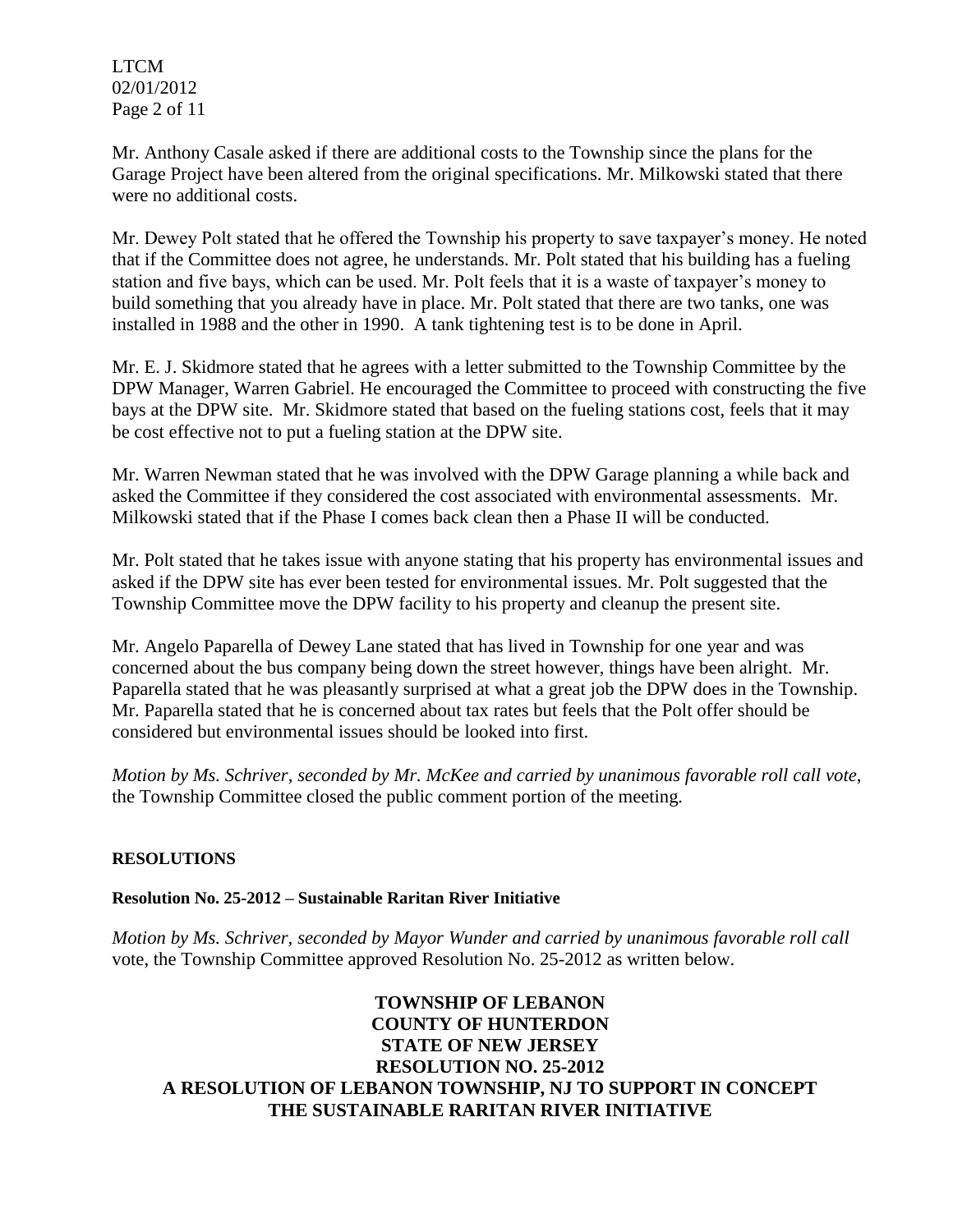Mr. Anthony Casale asked if there are additional costs to the Township since the plans for the Garage Project have been altered from the original specifications. Mr. Milkowski stated that there were no additional costs.

Mr. Dewey Polt stated that he offered the Township his property to save taxpayer's money. He noted that if the Committee does not agree, he understands. Mr. Polt stated that his building has a fueling station and five bays, which can be used. Mr. Polt feels that it is a waste of taxpayer's money to build something that you already have in place. Mr. Polt stated that there are two tanks, one was installed in 1988 and the other in 1990. A tank tightening test is to be done in April.

Mr. E. J. Skidmore stated that he agrees with a letter submitted to the Township Committee by the DPW Manager, Warren Gabriel. He encouraged the Committee to proceed with constructing the five bays at the DPW site. Mr. Skidmore stated that based on the fueling stations cost, feels that it may be cost effective not to put a fueling station at the DPW site.

Mr. Warren Newman stated that he was involved with the DPW Garage planning a while back and asked the Committee if they considered the cost associated with environmental assessments. Mr. Milkowski stated that if the Phase I comes back clean then a Phase II will be conducted.

Mr. Polt stated that he takes issue with anyone stating that his property has environmental issues and asked if the DPW site has ever been tested for environmental issues. Mr. Polt suggested that the Township Committee move the DPW facility to his property and cleanup the present site.

Mr. Angelo Paparella of Dewey Lane stated that has lived in Township for one year and was concerned about the bus company being down the street however, things have been alright. Mr. Paparella stated that he was pleasantly surprised at what a great job the DPW does in the Township. Mr. Paparella stated that he is concerned about tax rates but feels that the Polt offer should be considered but environmental issues should be looked into first.

*Motion by Ms. Schriver, seconded by Mr. McKee and carried by unanimous favorable roll call vote*, the Township Committee closed the public comment portion of the meeting.

**RESOLUTIONS**

**Resolution No. 25-2012 – Sustainable Raritan River Initiative**

*Motion by Ms. Schriver, seconded by Mayor Wunder and carried by unanimous favorable roll call* vote, the Township Committee approved Resolution No. 25-2012 as written below.

**TOWNSHIP OF LEBANON**
**COUNTY OF HUNTERDON**
**STATE OF NEW JERSEY**
**RESOLUTION NO. 25-2012**
**A RESOLUTION OF LEBANON TOWNSHIP, NJ TO SUPPORT IN CONCEPT THE SUSTAINABLE RARITAN RIVER INITIATIVE**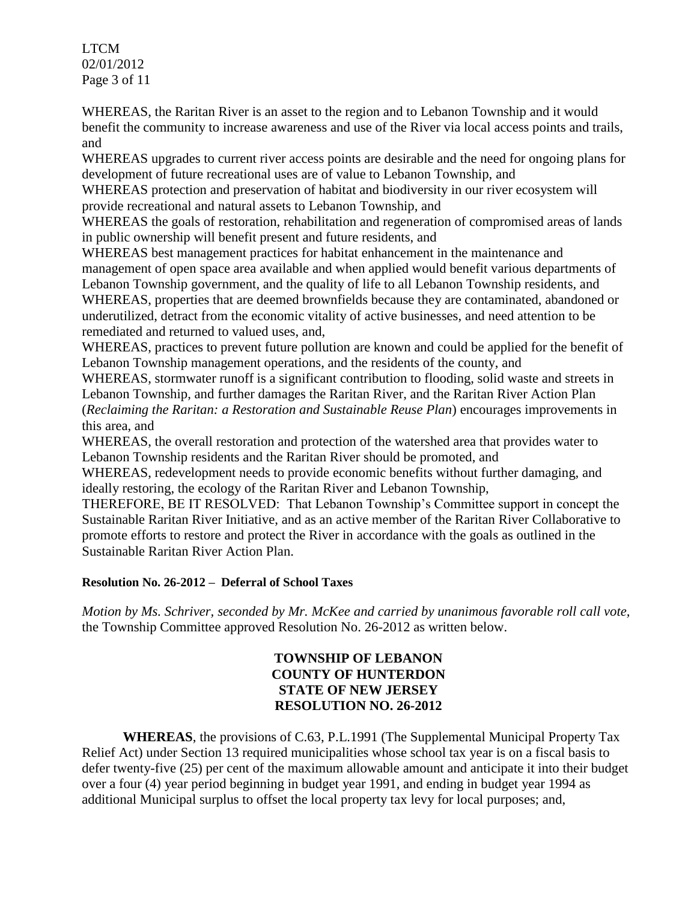WHEREAS, the Raritan River is an asset to the region and to Lebanon Township and it would benefit the community to increase awareness and use of the River via local access points and trails, and

WHEREAS upgrades to current river access points are desirable and the need for ongoing plans for development of future recreational uses are of value to Lebanon Township, and

WHEREAS protection and preservation of habitat and biodiversity in our river ecosystem will provide recreational and natural assets to Lebanon Township, and

WHEREAS the goals of restoration, rehabilitation and regeneration of compromised areas of lands in public ownership will benefit present and future residents, and

WHEREAS best management practices for habitat enhancement in the maintenance and management of open space area available and when applied would benefit various departments of Lebanon Township government, and the quality of life to all Lebanon Township residents, and

WHEREAS, properties that are deemed brownfields because they are contaminated, abandoned or underutilized, detract from the economic vitality of active businesses, and need attention to be remediated and returned to valued uses, and,

WHEREAS, practices to prevent future pollution are known and could be applied for the benefit of Lebanon Township management operations, and the residents of the county, and

WHEREAS, stormwater runoff is a significant contribution to flooding, solid waste and streets in Lebanon Township, and further damages the Raritan River, and the Raritan River Action Plan (*Reclaiming the Raritan: a Restoration and Sustainable Reuse Plan*) encourages improvements in this area, and

WHEREAS, the overall restoration and protection of the watershed area that provides water to Lebanon Township residents and the Raritan River should be promoted, and

WHEREAS, redevelopment needs to provide economic benefits without further damaging, and ideally restoring, the ecology of the Raritan River and Lebanon Township,

THEREFORE, BE IT RESOLVED: That Lebanon Township's Committee support in concept the Sustainable Raritan River Initiative, and as an active member of the Raritan River Collaborative to promote efforts to restore and protect the River in accordance with the goals as outlined in the Sustainable Raritan River Action Plan.

**Resolution No. 26-2012 – Deferral of School Taxes**

*Motion by Ms. Schriver, seconded by Mr. McKee and carried by unanimous favorable roll call vote,* the Township Committee approved Resolution No. 26-2012 as written below.

**TOWNSHIP OF LEBANON**
**COUNTY OF HUNTERDON**
**STATE OF NEW JERSEY**
**RESOLUTION NO. 26-2012**

**WHEREAS**, the provisions of C.63, P.L.1991 (The Supplemental Municipal Property Tax Relief Act) under Section 13 required municipalities whose school tax year is on a fiscal basis to defer twenty-five (25) per cent of the maximum allowable amount and anticipate it into their budget over a four (4) year period beginning in budget year 1991, and ending in budget year 1994 as additional Municipal surplus to offset the local property tax levy for local purposes; and,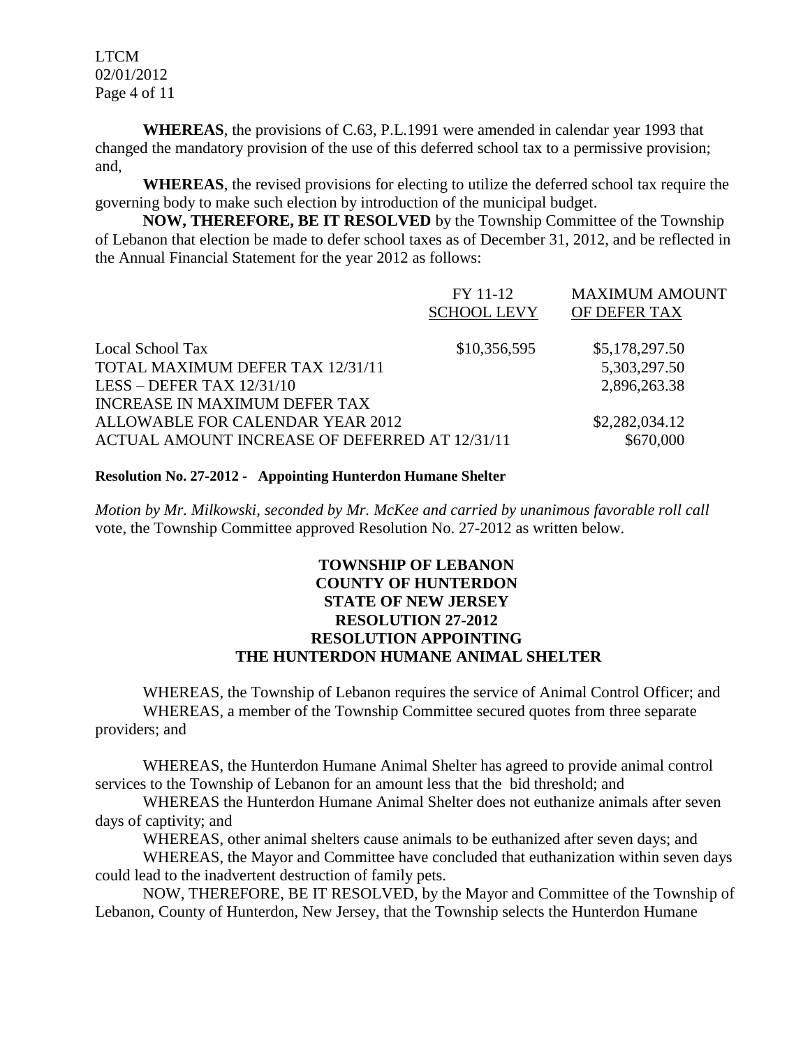**WHEREAS**, the provisions of C.63, P.L.1991 were amended in calendar year 1993 that changed the mandatory provision of the use of this deferred school tax to a permissive provision; and,

**WHEREAS**, the revised provisions for electing to utilize the deferred school tax require the governing body to make such election by introduction of the municipal budget.

**NOW, THEREFORE, BE IT RESOLVED** by the Township Committee of the Township of Lebanon that election be made to defer school taxes as of December 31, 2012, and be reflected in the Annual Financial Statement for the year 2012 as follows:

| | FY 11-12 SCHOOL LEVY | MAXIMUM AMOUNT OF DEFER TAX |
|---|---|---|
| Local School Tax | $10,356,595 | $5,178,297.50 |
| TOTAL MAXIMUM DEFER TAX 12/31/11 | | 5,303,297.50 |
| LESS – DEFER TAX 12/31/10 | | 2,896,263.38 |
| INCREASE IN MAXIMUM DEFER TAX ALLOWABLE FOR CALENDAR YEAR 2012 | | $2,282,034.12 |
| ACTUAL AMOUNT INCREASE OF DEFERRED AT 12/31/11 | | $670,000 |

**Resolution No. 27-2012 - Appointing Hunterdon Humane Shelter**

*Motion by Mr. Milkowski, seconded by Mr. McKee and carried by unanimous favorable roll call* vote, the Township Committee approved Resolution No. 27-2012 as written below.

**TOWNSHIP OF LEBANON**
**COUNTY OF HUNTERDON**
**STATE OF NEW JERSEY**
**RESOLUTION 27-2012**
**RESOLUTION APPOINTING**
**THE HUNTERDON HUMANE ANIMAL SHELTER**

WHEREAS, the Township of Lebanon requires the service of Animal Control Officer; and

WHEREAS, a member of the Township Committee secured quotes from three separate providers; and

WHEREAS, the Hunterdon Humane Animal Shelter has agreed to provide animal control services to the Township of Lebanon for an amount less that the bid threshold; and

WHEREAS the Hunterdon Humane Animal Shelter does not euthanize animals after seven days of captivity; and

WHEREAS, other animal shelters cause animals to be euthanized after seven days; and

WHEREAS, the Mayor and Committee have concluded that euthanization within seven days could lead to the inadvertent destruction of family pets.

NOW, THEREFORE, BE IT RESOLVED, by the Mayor and Committee of the Township of Lebanon, County of Hunterdon, New Jersey, that the Township selects the Hunterdon Humane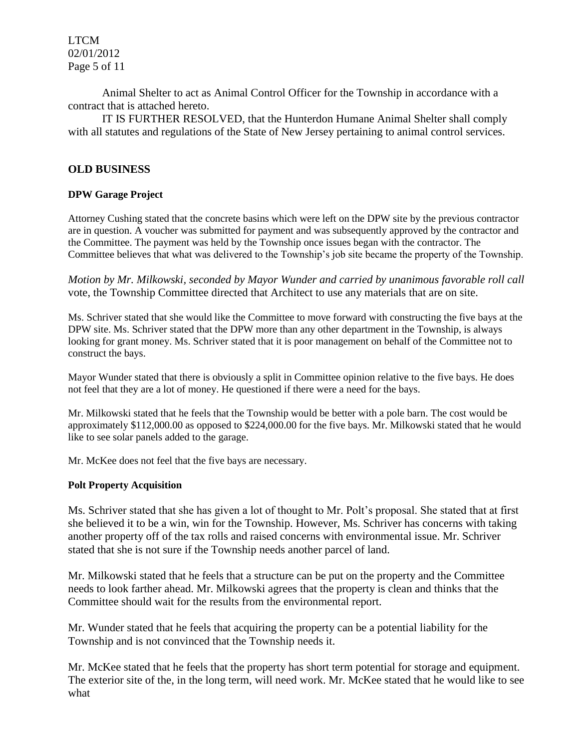Animal Shelter to act as Animal Control Officer for the Township in accordance with a contract that is attached hereto.

IT IS FURTHER RESOLVED, that the Hunterdon Humane Animal Shelter shall comply with all statutes and regulations of the State of New Jersey pertaining to animal control services.

## OLD BUSINESS

### DPW Garage Project

Attorney Cushing stated that the concrete basins which were left on the DPW site by the previous contractor are in question. A voucher was submitted for payment and was subsequently approved by the contractor and the Committee. The payment was held by the Township once issues began with the contractor. The Committee believes that what was delivered to the Township's job site became the property of the Township.

*Motion by Mr. Milkowski, seconded by Mayor Wunder and carried by unanimous favorable roll call* vote, the Township Committee directed that Architect to use any materials that are on site.

Ms. Schriver stated that she would like the Committee to move forward with constructing the five bays at the DPW site. Ms. Schriver stated that the DPW more than any other department in the Township, is always looking for grant money. Ms. Schriver stated that it is poor management on behalf of the Committee not to construct the bays.

Mayor Wunder stated that there is obviously a split in Committee opinion relative to the five bays. He does not feel that they are a lot of money. He questioned if there were a need for the bays.

Mr. Milkowski stated that he feels that the Township would be better with a pole barn. The cost would be approximately $112,000.00 as opposed to $224,000.00 for the five bays. Mr. Milkowski stated that he would like to see solar panels added to the garage.

Mr. McKee does not feel that the five bays are necessary.

### Polt Property Acquisition

Ms. Schriver stated that she has given a lot of thought to Mr. Polt's proposal. She stated that at first she believed it to be a win, win for the Township. However, Ms. Schriver has concerns with taking another property off of the tax rolls and raised concerns with environmental issue. Mr. Schriver stated that she is not sure if the Township needs another parcel of land.

Mr. Milkowski stated that he feels that a structure can be put on the property and the Committee needs to look farther ahead. Mr. Milkowski agrees that the property is clean and thinks that the Committee should wait for the results from the environmental report.

Mr. Wunder stated that he feels that acquiring the property can be a potential liability for the Township and is not convinced that the Township needs it.

Mr. McKee stated that he feels that the property has short term potential for storage and equipment. The exterior site of the, in the long term, will need work. Mr. McKee stated that he would like to see what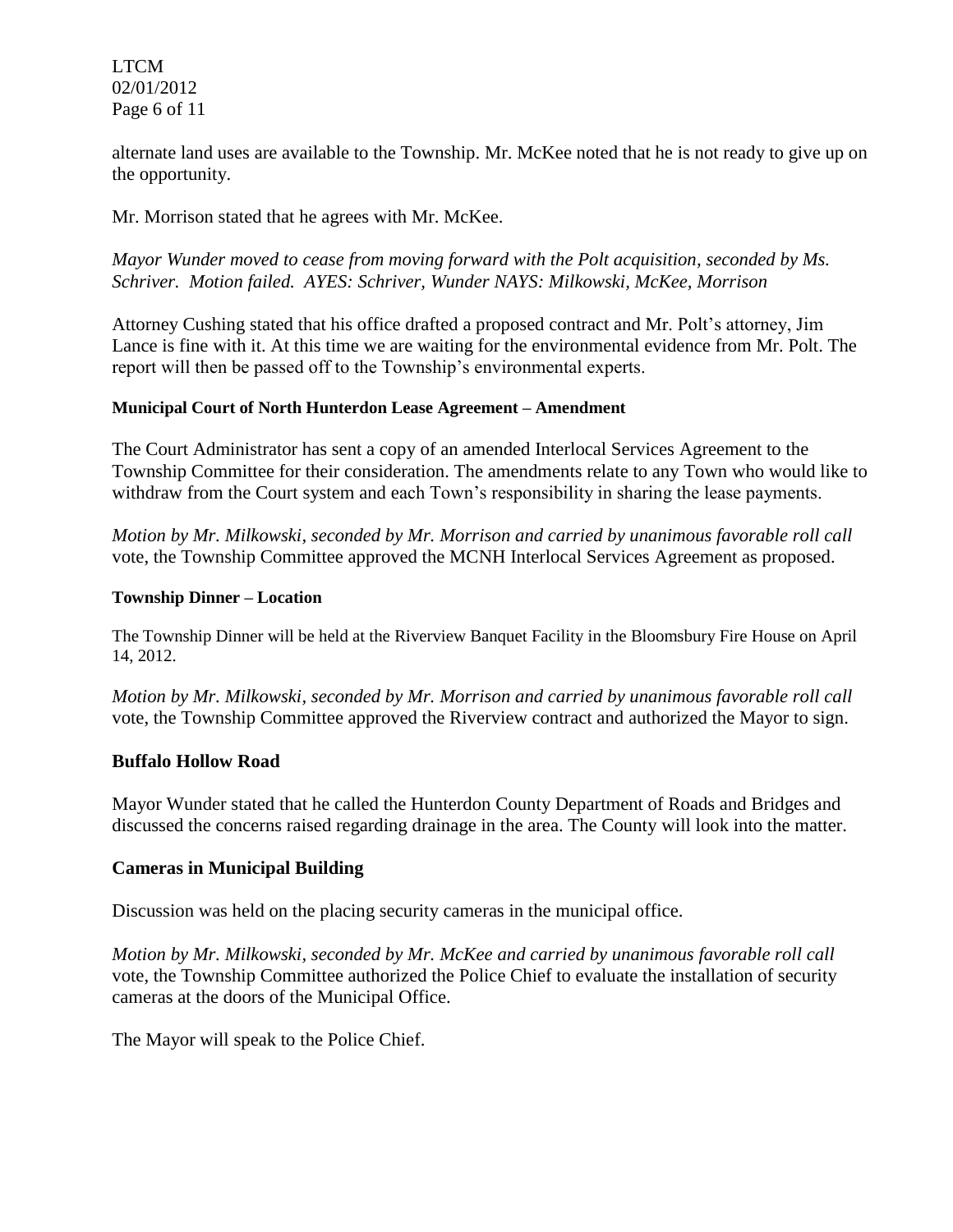alternate land uses are available to the Township. Mr. McKee noted that he is not ready to give up on the opportunity.

Mr. Morrison stated that he agrees with Mr. McKee.

*Mayor Wunder moved to cease from moving forward with the Polt acquisition, seconded by Ms. Schriver. Motion failed. AYES: Schriver, Wunder NAYS: Milkowski, McKee, Morrison*

Attorney Cushing stated that his office drafted a proposed contract and Mr. Polt's attorney, Jim Lance is fine with it. At this time we are waiting for the environmental evidence from Mr. Polt. The report will then be passed off to the Township's environmental experts.

**Municipal Court of North Hunterdon Lease Agreement – Amendment**

The Court Administrator has sent a copy of an amended Interlocal Services Agreement to the Township Committee for their consideration. The amendments relate to any Town who would like to withdraw from the Court system and each Town's responsibility in sharing the lease payments.

*Motion by Mr. Milkowski, seconded by Mr. Morrison and carried by unanimous favorable roll call* vote, the Township Committee approved the MCNH Interlocal Services Agreement as proposed.

**Township Dinner – Location**

The Township Dinner will be held at the Riverview Banquet Facility in the Bloomsbury Fire House on April 14, 2012.

*Motion by Mr. Milkowski, seconded by Mr. Morrison and carried by unanimous favorable roll call* vote, the Township Committee approved the Riverview contract and authorized the Mayor to sign.

## Buffalo Hollow Road

Mayor Wunder stated that he called the Hunterdon County Department of Roads and Bridges and discussed the concerns raised regarding drainage in the area. The County will look into the matter.

## Cameras in Municipal Building

Discussion was held on the placing security cameras in the municipal office.

*Motion by Mr. Milkowski, seconded by Mr. McKee and carried by unanimous favorable roll call* vote, the Township Committee authorized the Police Chief to evaluate the installation of security cameras at the doors of the Municipal Office.

The Mayor will speak to the Police Chief.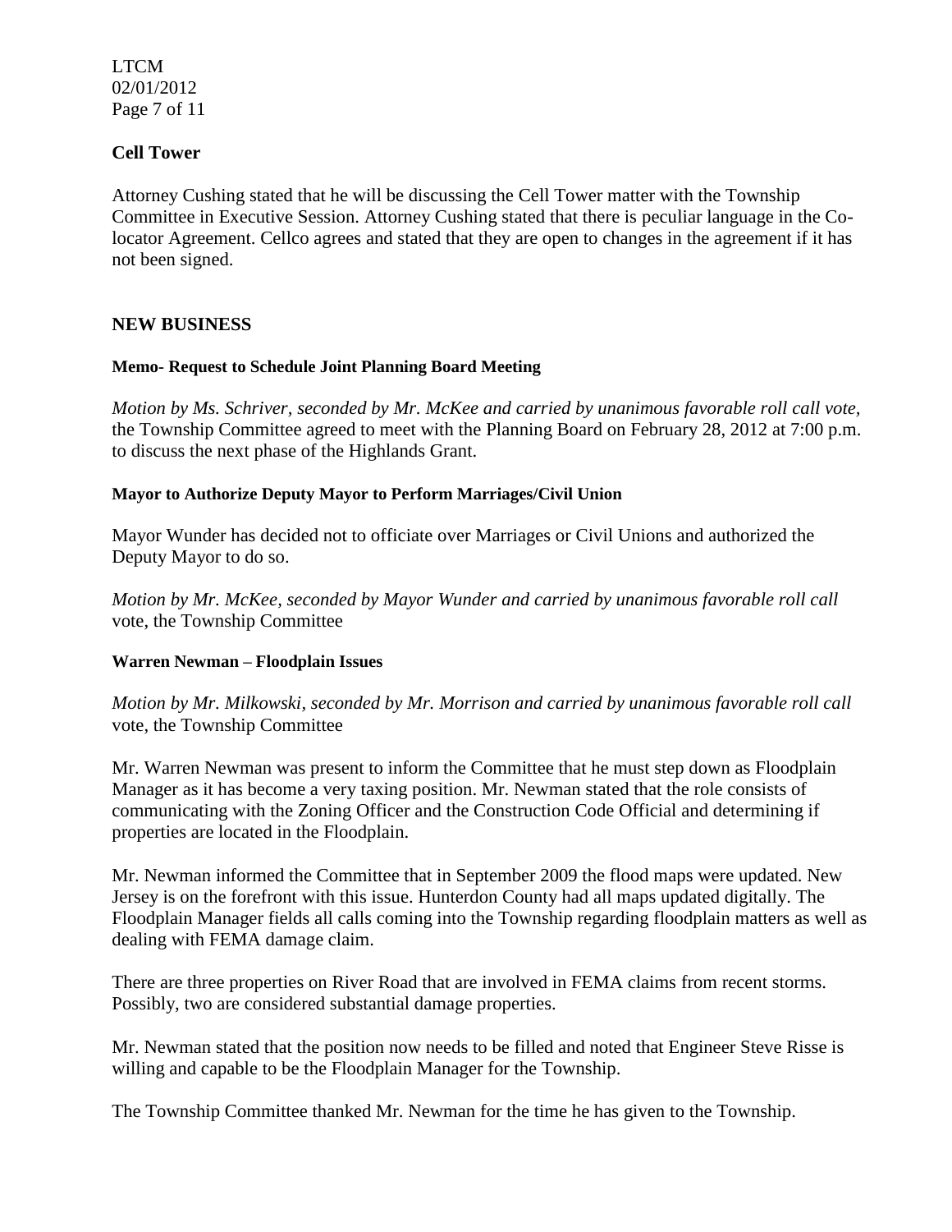### Cell Tower

Attorney Cushing stated that he will be discussing the Cell Tower matter with the Township Committee in Executive Session. Attorney Cushing stated that there is peculiar language in the Co-locator Agreement. Cellco agrees and stated that they are open to changes in the agreement if it has not been signed.

## NEW BUSINESS

#### Memo- Request to Schedule Joint Planning Board Meeting

*Motion by Ms. Schriver, seconded by Mr. McKee and carried by unanimous favorable roll call vote,* the Township Committee agreed to meet with the Planning Board on February 28, 2012 at 7:00 p.m. to discuss the next phase of the Highlands Grant.

#### Mayor to Authorize Deputy Mayor to Perform Marriages/Civil Union

Mayor Wunder has decided not to officiate over Marriages or Civil Unions and authorized the Deputy Mayor to do so.

*Motion by Mr. McKee, seconded by Mayor Wunder and carried by unanimous favorable roll call* vote, the Township Committee

#### Warren Newman – Floodplain Issues

*Motion by Mr. Milkowski, seconded by Mr. Morrison and carried by unanimous favorable roll call* vote, the Township Committee

Mr. Warren Newman was present to inform the Committee that he must step down as Floodplain Manager as it has become a very taxing position. Mr. Newman stated that the role consists of communicating with the Zoning Officer and the Construction Code Official and determining if properties are located in the Floodplain.

Mr. Newman informed the Committee that in September 2009 the flood maps were updated. New Jersey is on the forefront with this issue. Hunterdon County had all maps updated digitally. The Floodplain Manager fields all calls coming into the Township regarding floodplain matters as well as dealing with FEMA damage claim.

There are three properties on River Road that are involved in FEMA claims from recent storms. Possibly, two are considered substantial damage properties.

Mr. Newman stated that the position now needs to be filled and noted that Engineer Steve Risse is willing and capable to be the Floodplain Manager for the Township.

The Township Committee thanked Mr. Newman for the time he has given to the Township.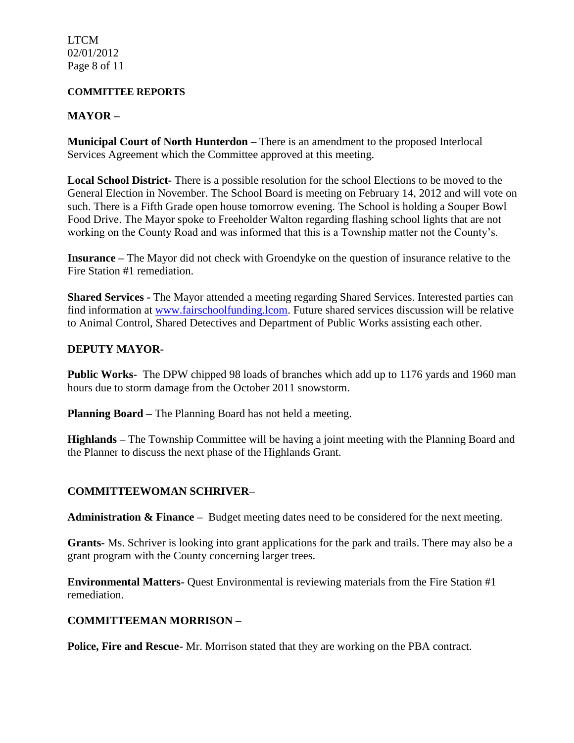## COMMITTEE REPORTS

### MAYOR –

**Municipal Court of North Hunterdon –** There is an amendment to the proposed Interlocal Services Agreement which the Committee approved at this meeting.

**Local School District-** There is a possible resolution for the school Elections to be moved to the General Election in November. The School Board is meeting on February 14, 2012 and will vote on such. There is a Fifth Grade open house tomorrow evening. The School is holding a Souper Bowl Food Drive. The Mayor spoke to Freeholder Walton regarding flashing school lights that are not working on the County Road and was informed that this is a Township matter not the County's.

**Insurance –** The Mayor did not check with Groendyke on the question of insurance relative to the Fire Station #1 remediation.

**Shared Services -** The Mayor attended a meeting regarding Shared Services. Interested parties can find information at www.fairschoolfunding.lcom. Future shared services discussion will be relative to Animal Control, Shared Detectives and Department of Public Works assisting each other.

### DEPUTY MAYOR-

**Public Works-** The DPW chipped 98 loads of branches which add up to 1176 yards and 1960 man hours due to storm damage from the October 2011 snowstorm.

**Planning Board –** The Planning Board has not held a meeting.

**Highlands –** The Township Committee will be having a joint meeting with the Planning Board and the Planner to discuss the next phase of the Highlands Grant.

### COMMITTEEWOMAN SCHRIVER–

**Administration & Finance –** Budget meeting dates need to be considered for the next meeting.

**Grants-** Ms. Schriver is looking into grant applications for the park and trails. There may also be a grant program with the County concerning larger trees.

**Environmental Matters-** Quest Environmental is reviewing materials from the Fire Station #1 remediation.

### COMMITTEEMAN MORRISON –

**Police, Fire and Rescue-** Mr. Morrison stated that they are working on the PBA contract.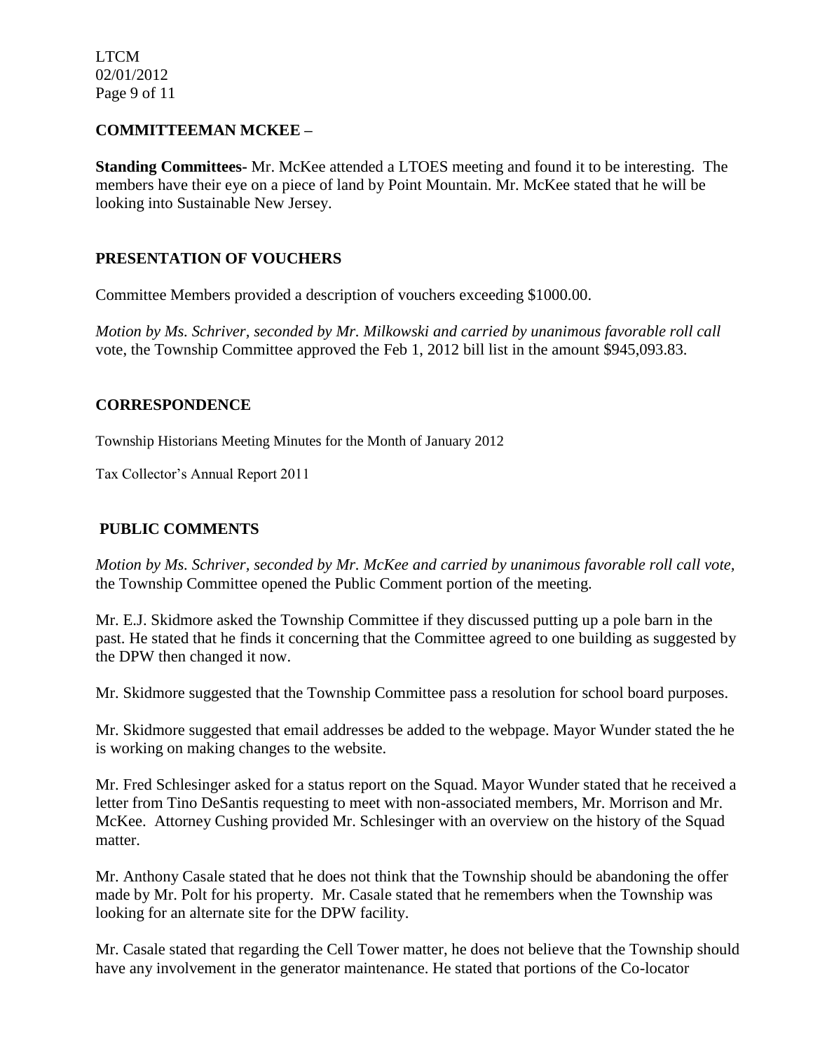## COMMITTEEMAN MCKEE –

**Standing Committees-** Mr. McKee attended a LTOES meeting and found it to be interesting. The members have their eye on a piece of land by Point Mountain. Mr. McKee stated that he will be looking into Sustainable New Jersey.

## PRESENTATION OF VOUCHERS

Committee Members provided a description of vouchers exceeding $1000.00.

*Motion by Ms. Schriver, seconded by Mr. Milkowski and carried by unanimous favorable roll call* vote, the Township Committee approved the Feb 1, 2012 bill list in the amount $945,093.83.

## CORRESPONDENCE

Township Historians Meeting Minutes for the Month of January 2012

Tax Collector's Annual Report 2011

## PUBLIC COMMENTS

*Motion by Ms. Schriver, seconded by Mr. McKee and carried by unanimous favorable roll call vote,* the Township Committee opened the Public Comment portion of the meeting.

Mr. E.J. Skidmore asked the Township Committee if they discussed putting up a pole barn in the past. He stated that he finds it concerning that the Committee agreed to one building as suggested by the DPW then changed it now.

Mr. Skidmore suggested that the Township Committee pass a resolution for school board purposes.

Mr. Skidmore suggested that email addresses be added to the webpage. Mayor Wunder stated the he is working on making changes to the website.

Mr. Fred Schlesinger asked for a status report on the Squad. Mayor Wunder stated that he received a letter from Tino DeSantis requesting to meet with non-associated members, Mr. Morrison and Mr. McKee. Attorney Cushing provided Mr. Schlesinger with an overview on the history of the Squad matter.

Mr. Anthony Casale stated that he does not think that the Township should be abandoning the offer made by Mr. Polt for his property. Mr. Casale stated that he remembers when the Township was looking for an alternate site for the DPW facility.

Mr. Casale stated that regarding the Cell Tower matter, he does not believe that the Township should have any involvement in the generator maintenance. He stated that portions of the Co-locator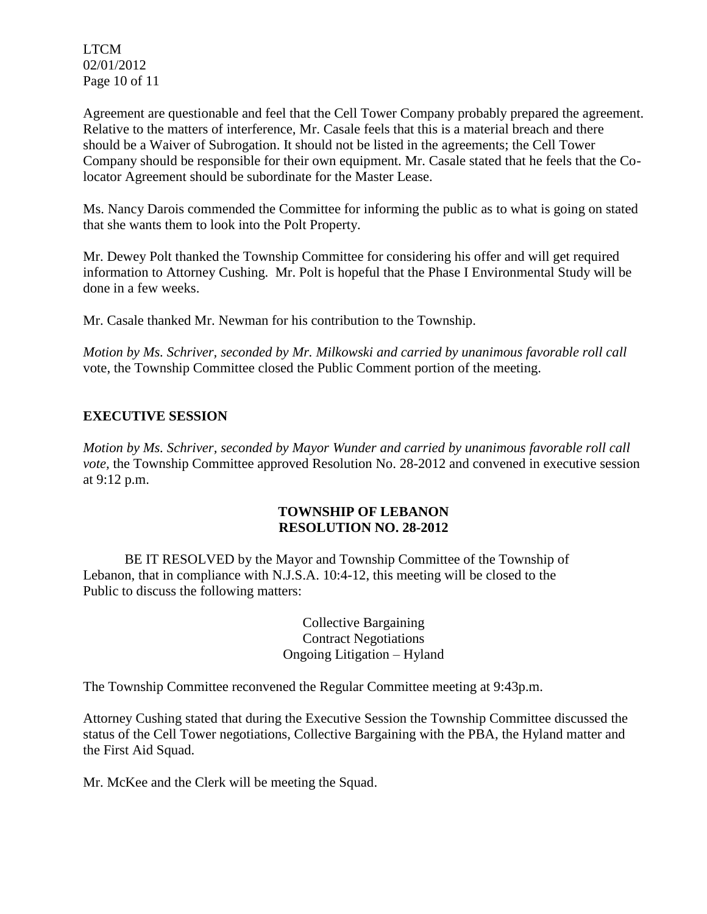Agreement are questionable and feel that the Cell Tower Company probably prepared the agreement. Relative to the matters of interference, Mr. Casale feels that this is a material breach and there should be a Waiver of Subrogation. It should not be listed in the agreements; the Cell Tower Company should be responsible for their own equipment. Mr. Casale stated that he feels that the Co-locator Agreement should be subordinate for the Master Lease.

Ms. Nancy Darois commended the Committee for informing the public as to what is going on stated that she wants them to look into the Polt Property.

Mr. Dewey Polt thanked the Township Committee for considering his offer and will get required information to Attorney Cushing. Mr. Polt is hopeful that the Phase I Environmental Study will be done in a few weeks.

Mr. Casale thanked Mr. Newman for his contribution to the Township.

*Motion by Ms. Schriver, seconded by Mr. Milkowski and carried by unanimous favorable roll call* vote, the Township Committee closed the Public Comment portion of the meeting.

## EXECUTIVE SESSION

*Motion by Ms. Schriver, seconded by Mayor Wunder and carried by unanimous favorable roll call vote,* the Township Committee approved Resolution No. 28-2012 and convened in executive session at 9:12 p.m.

**TOWNSHIP OF LEBANON**
**RESOLUTION NO. 28-2012**

BE IT RESOLVED by the Mayor and Township Committee of the Township of Lebanon, that in compliance with N.J.S.A. 10:4-12, this meeting will be closed to the Public to discuss the following matters:

Collective Bargaining
Contract Negotiations
Ongoing Litigation – Hyland

The Township Committee reconvened the Regular Committee meeting at 9:43p.m.

Attorney Cushing stated that during the Executive Session the Township Committee discussed the status of the Cell Tower negotiations, Collective Bargaining with the PBA, the Hyland matter and the First Aid Squad.

Mr. McKee and the Clerk will be meeting the Squad.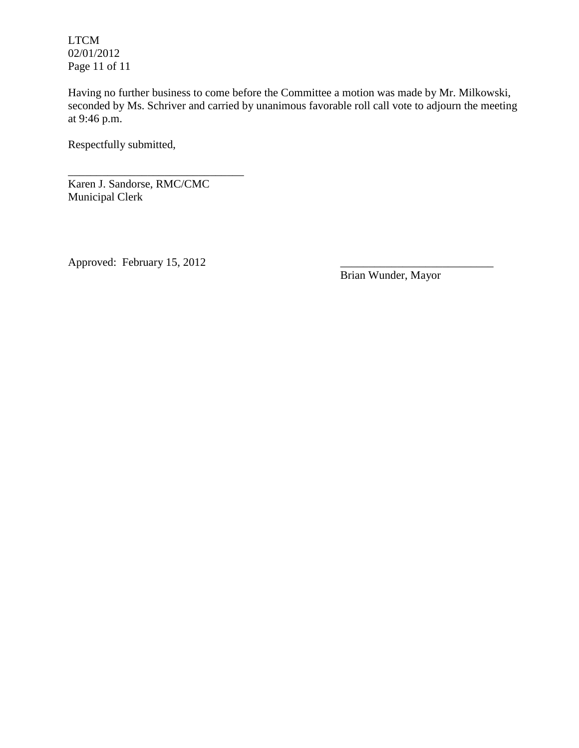Having no further business to come before the Committee a motion was made by Mr. Milkowski, seconded by Ms. Schriver and carried by unanimous favorable roll call vote to adjourn the meeting at 9:46 p.m.

Respectfully submitted,

\_\_\_\_\_\_\_\_\_\_\_\_\_\_\_\_\_\_\_\_\_\_\_\_\_\_\_\_\_\_\_\_

Karen J. Sandorse, RMC/CMC
Municipal Clerk

Approved: February 15, 2012

\_\_\_\_\_\_\_\_\_\_\_\_\_\_\_\_\_\_\_\_\_\_\_\_\_\_\_\_

Brian Wunder, Mayor